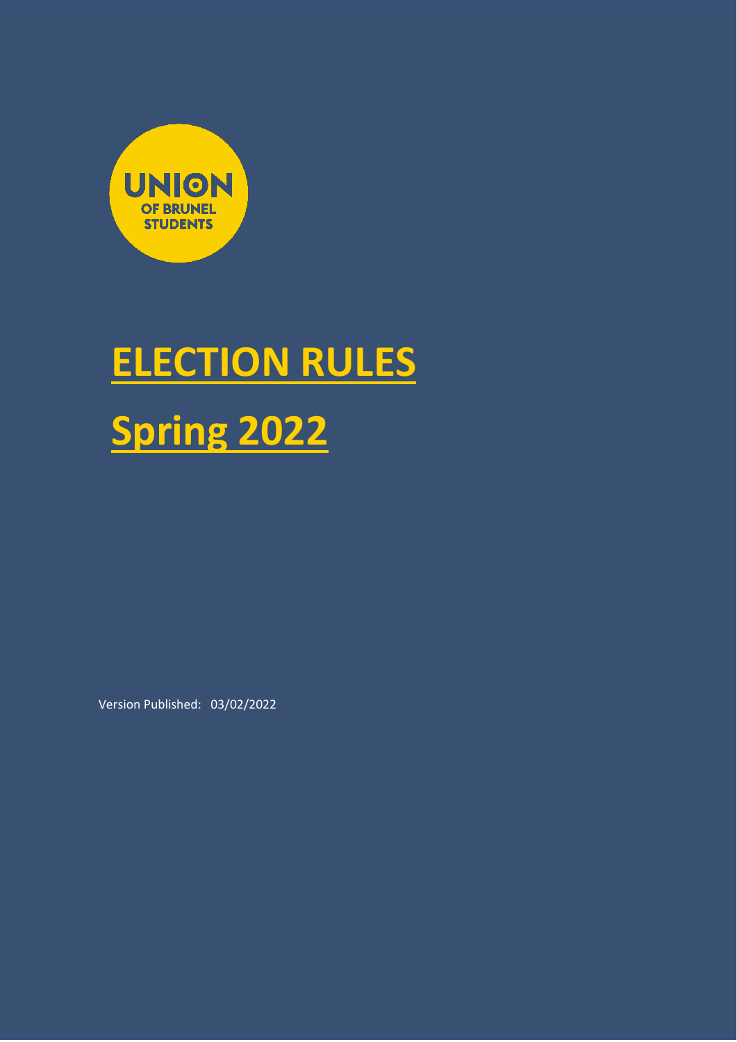UNION OF BRUNEL STUDENTS

# ELECTION RULES

# Spring 2022

Version Published: 03/02/2022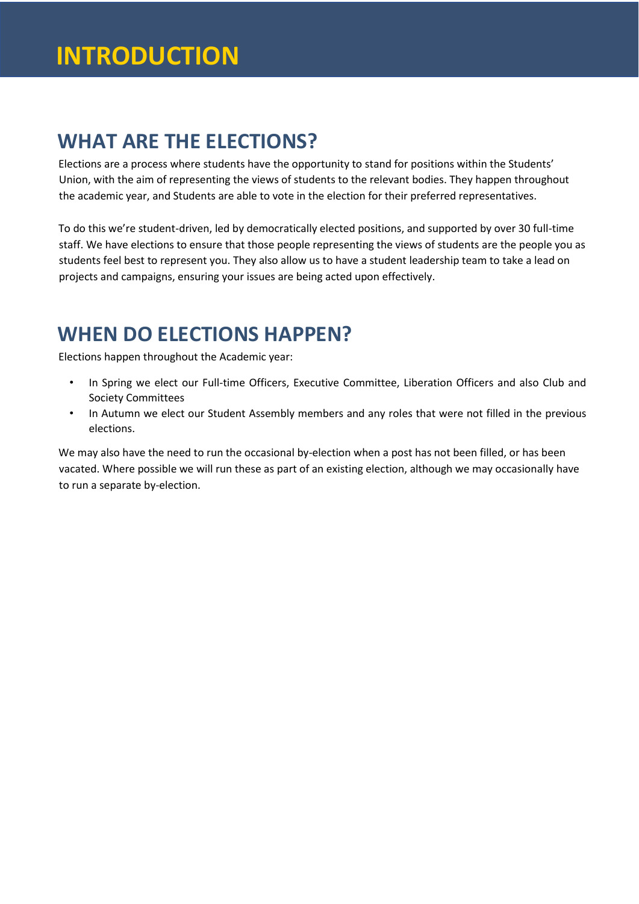# INTRODUCTION

## WHAT ARE THE ELECTIONS?

Elections are a process where students have the opportunity to stand for positions within the Students' Union, with the aim of representing the views of students to the relevant bodies. They happen throughout the academic year, and Students are able to vote in the election for their preferred representatives.

To do this we're student-driven, led by democratically elected positions, and supported by over 30 full-time staff. We have elections to ensure that those people representing the views of students are the people you as students feel best to represent you. They also allow us to have a student leadership team to take a lead on projects and campaigns, ensuring your issues are being acted upon effectively.

## WHEN DO ELECTIONS HAPPEN?

Elections happen throughout the Academic year:

- In Spring we elect our Full-time Officers, Executive Committee, Liberation Officers and also Club and Society Committees
- In Autumn we elect our Student Assembly members and any roles that were not filled in the previous elections.

We may also have the need to run the occasional by-election when a post has not been filled, or has been vacated. Where possible we will run these as part of an existing election, although we may occasionally have to run a separate by-election.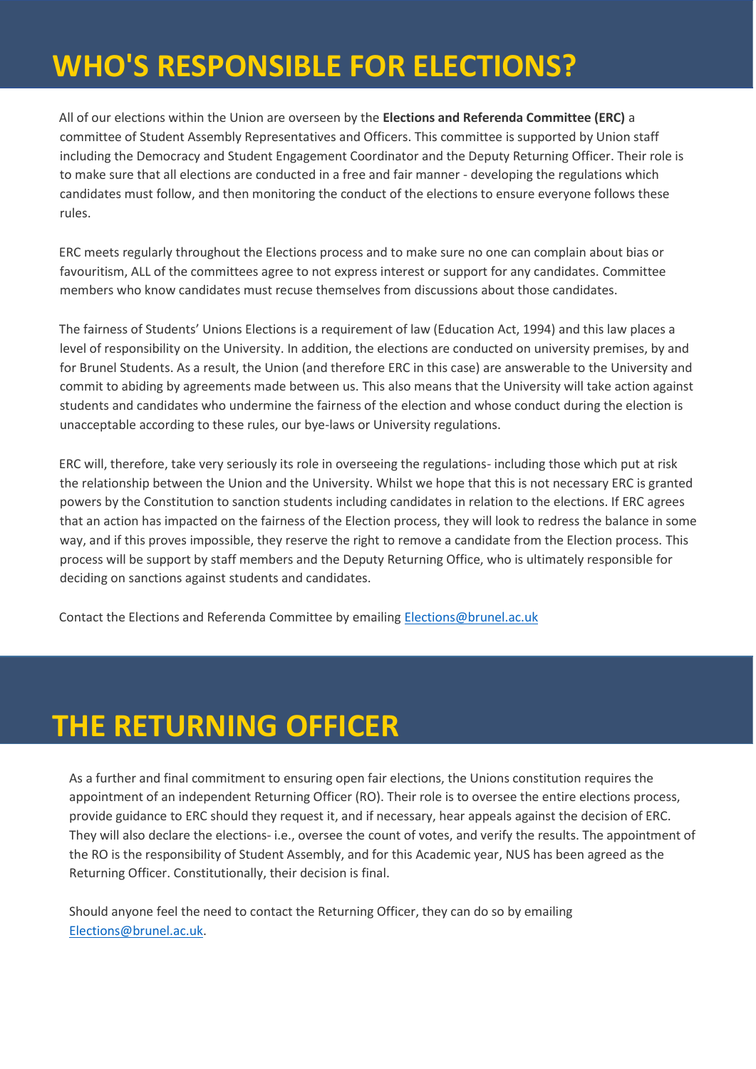# WHO'S RESPONSIBLE FOR ELECTIONS?

All of our elections within the Union are overseen by the **Elections and Referenda Committee (ERC)** a committee of Student Assembly Representatives and Officers. This committee is supported by Union staff including the Democracy and Student Engagement Coordinator and the Deputy Returning Officer. Their role is to make sure that all elections are conducted in a free and fair manner - developing the regulations which candidates must follow, and then monitoring the conduct of the elections to ensure everyone follows these rules.

ERC meets regularly throughout the Elections process and to make sure no one can complain about bias or favouritism, ALL of the committees agree to not express interest or support for any candidates. Committee members who know candidates must recuse themselves from discussions about those candidates.

The fairness of Students' Unions Elections is a requirement of law (Education Act, 1994) and this law places a level of responsibility on the University. In addition, the elections are conducted on university premises, by and for Brunel Students. As a result, the Union (and therefore ERC in this case) are answerable to the University and commit to abiding by agreements made between us. This also means that the University will take action against students and candidates who undermine the fairness of the election and whose conduct during the election is unacceptable according to these rules, our bye-laws or University regulations.

ERC will, therefore, take very seriously its role in overseeing the regulations- including those which put at risk the relationship between the Union and the University. Whilst we hope that this is not necessary ERC is granted powers by the Constitution to sanction students including candidates in relation to the elections. If ERC agrees that an action has impacted on the fairness of the Election process, they will look to redress the balance in some way, and if this proves impossible, they reserve the right to remove a candidate from the Election process. This process will be support by staff members and the Deputy Returning Office, who is ultimately responsible for deciding on sanctions against students and candidates.

Contact the Elections and Referenda Committee by emailing Elections@brunel.ac.uk

# THE RETURNING OFFICER

As a further and final commitment to ensuring open fair elections, the Unions constitution requires the appointment of an independent Returning Officer (RO). Their role is to oversee the entire elections process, provide guidance to ERC should they request it, and if necessary, hear appeals against the decision of ERC. They will also declare the elections- i.e., oversee the count of votes, and verify the results. The appointment of the RO is the responsibility of Student Assembly, and for this Academic year, NUS has been agreed as the Returning Officer. Constitutionally, their decision is final.

Should anyone feel the need to contact the Returning Officer, they can do so by emailing Elections@brunel.ac.uk.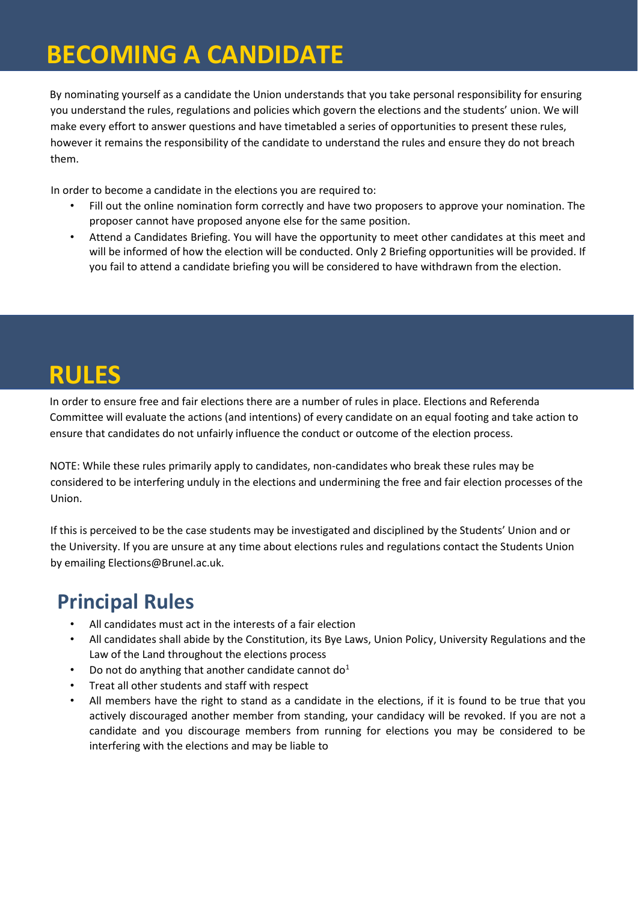# BECOMING A CANDIDATE

By nominating yourself as a candidate the Union understands that you take personal responsibility for ensuring you understand the rules, regulations and policies which govern the elections and the students' union. We will make every effort to answer questions and have timetabled a series of opportunities to present these rules, however it remains the responsibility of the candidate to understand the rules and ensure they do not breach them.

In order to become a candidate in the elections you are required to:

- Fill out the online nomination form correctly and have two proposers to approve your nomination. The proposer cannot have proposed anyone else for the same position.
- Attend a Candidates Briefing. You will have the opportunity to meet other candidates at this meet and will be informed of how the election will be conducted. Only 2 Briefing opportunities will be provided. If you fail to attend a candidate briefing you will be considered to have withdrawn from the election.

# RULES

In order to ensure free and fair elections there are a number of rules in place. Elections and Referenda Committee will evaluate the actions (and intentions) of every candidate on an equal footing and take action to ensure that candidates do not unfairly influence the conduct or outcome of the election process.

NOTE: While these rules primarily apply to candidates, non-candidates who break these rules may be considered to be interfering unduly in the elections and undermining the free and fair election processes of the Union.

If this is perceived to be the case students may be investigated and disciplined by the Students' Union and or the University. If you are unsure at any time about elections rules and regulations contact the Students Union by emailing Elections@Brunel.ac.uk.

## Principal Rules

- All candidates must act in the interests of a fair election
- All candidates shall abide by the Constitution, its Bye Laws, Union Policy, University Regulations and the Law of the Land throughout the elections process
- Do not do anything that another candidate cannot do[1]
- Treat all other students and staff with respect
- All members have the right to stand as a candidate in the elections, if it is found to be true that you actively discouraged another member from standing, your candidacy will be revoked. If you are not a candidate and you discourage members from running for elections you may be considered to be interfering with the elections and may be liable to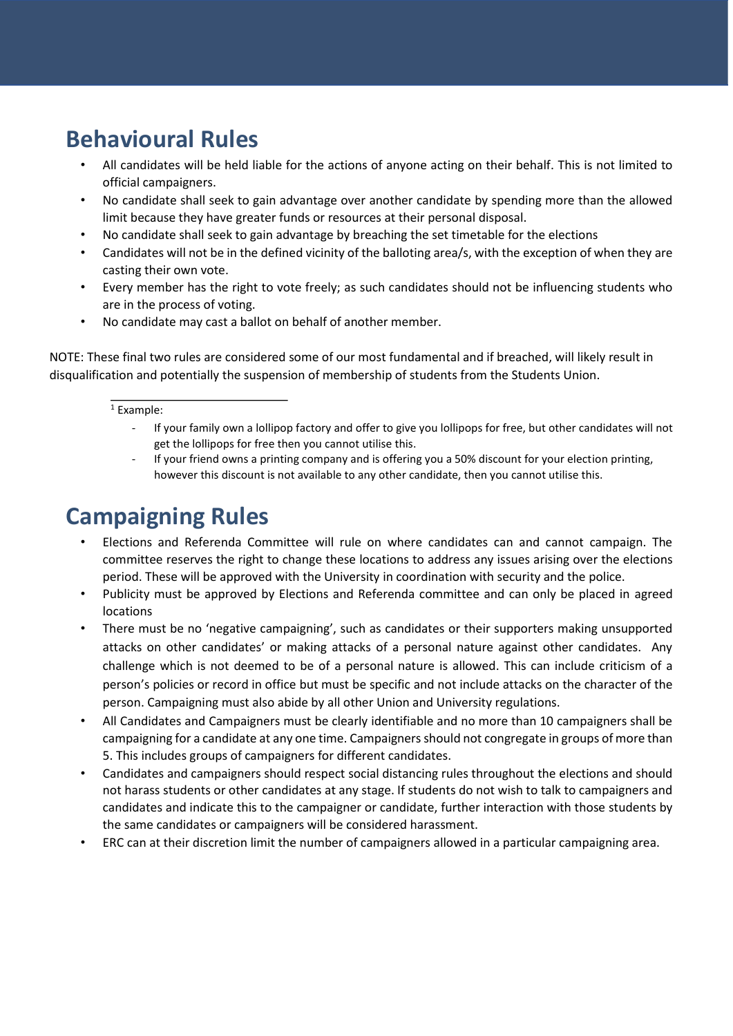## Behavioural Rules

- All candidates will be held liable for the actions of anyone acting on their behalf. This is not limited to official campaigners.
- No candidate shall seek to gain advantage over another candidate by spending more than the allowed limit because they have greater funds or resources at their personal disposal.
- No candidate shall seek to gain advantage by breaching the set timetable for the elections
- Candidates will not be in the defined vicinity of the balloting area/s, with the exception of when they are casting their own vote.
- Every member has the right to vote freely; as such candidates should not be influencing students who are in the process of voting.
- No candidate may cast a ballot on behalf of another member.

NOTE: These final two rules are considered some of our most fundamental and if breached, will likely result in disqualification and potentially the suspension of membership of students from the Students Union.

[1] Example:

- If your family own a lollipop factory and offer to give you lollipops for free, but other candidates will not get the lollipops for free then you cannot utilise this.
- If your friend owns a printing company and is offering you a 50% discount for your election printing, however this discount is not available to any other candidate, then you cannot utilise this.

## Campaigning Rules

- Elections and Referenda Committee will rule on where candidates can and cannot campaign. The committee reserves the right to change these locations to address any issues arising over the elections period. These will be approved with the University in coordination with security and the police.
- Publicity must be approved by Elections and Referenda committee and can only be placed in agreed locations
- There must be no 'negative campaigning', such as candidates or their supporters making unsupported attacks on other candidates' or making attacks of a personal nature against other candidates. Any challenge which is not deemed to be of a personal nature is allowed. This can include criticism of a person's policies or record in office but must be specific and not include attacks on the character of the person. Campaigning must also abide by all other Union and University regulations.
- All Candidates and Campaigners must be clearly identifiable and no more than 10 campaigners shall be campaigning for a candidate at any one time. Campaigners should not congregate in groups of more than 5. This includes groups of campaigners for different candidates.
- Candidates and campaigners should respect social distancing rules throughout the elections and should not harass students or other candidates at any stage. If students do not wish to talk to campaigners and candidates and indicate this to the campaigner or candidate, further interaction with those students by the same candidates or campaigners will be considered harassment.
- ERC can at their discretion limit the number of campaigners allowed in a particular campaigning area.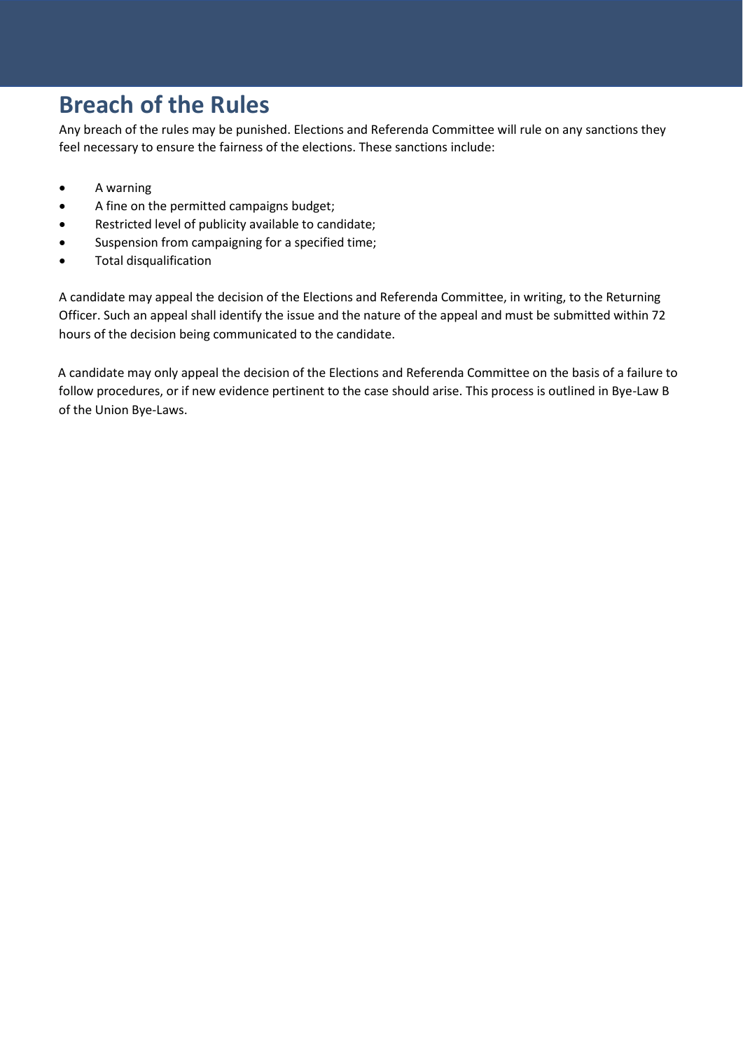# Breach of the Rules

Any breach of the rules may be punished. Elections and Referenda Committee will rule on any sanctions they feel necessary to ensure the fairness of the elections. These sanctions include:

- A warning
- A fine on the permitted campaigns budget;
- Restricted level of publicity available to candidate;
- Suspension from campaigning for a specified time;
- Total disqualification

A candidate may appeal the decision of the Elections and Referenda Committee, in writing, to the Returning Officer. Such an appeal shall identify the issue and the nature of the appeal and must be submitted within 72 hours of the decision being communicated to the candidate.

A candidate may only appeal the decision of the Elections and Referenda Committee on the basis of a failure to follow procedures, or if new evidence pertinent to the case should arise. This process is outlined in Bye-Law B of the Union Bye-Laws.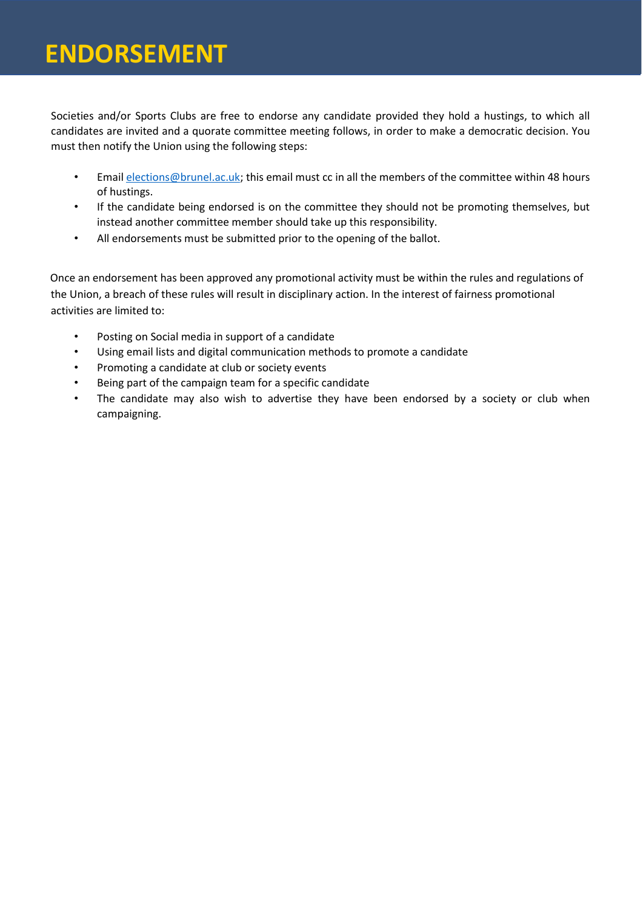# ENDORSEMENT

Societies and/or Sports Clubs are free to endorse any candidate provided they hold a hustings, to which all candidates are invited and a quorate committee meeting follows, in order to make a democratic decision. You must then notify the Union using the following steps:

- Email elections@brunel.ac.uk; this email must cc in all the members of the committee within 48 hours of hustings.
- If the candidate being endorsed is on the committee they should not be promoting themselves, but instead another committee member should take up this responsibility.
- All endorsements must be submitted prior to the opening of the ballot.

Once an endorsement has been approved any promotional activity must be within the rules and regulations of the Union, a breach of these rules will result in disciplinary action. In the interest of fairness promotional activities are limited to:

- Posting on Social media in support of a candidate
- Using email lists and digital communication methods to promote a candidate
- Promoting a candidate at club or society events
- Being part of the campaign team for a specific candidate
- The candidate may also wish to advertise they have been endorsed by a society or club when campaigning.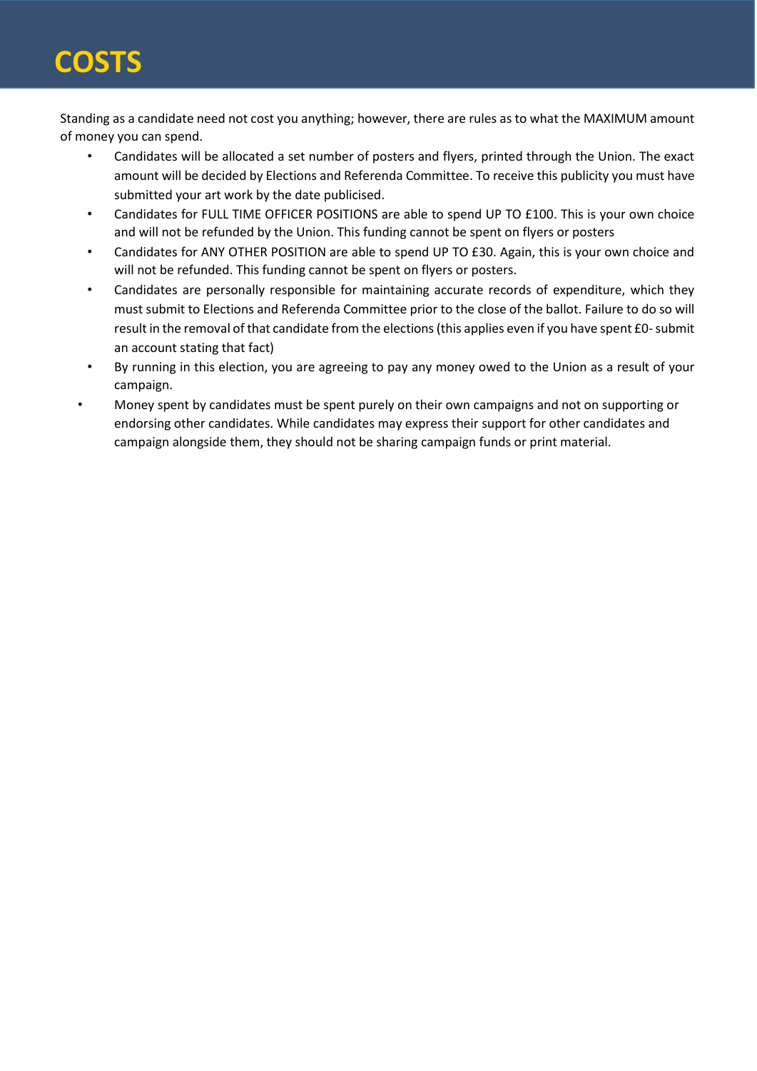# COSTS

Standing as a candidate need not cost you anything; however, there are rules as to what the MAXIMUM amount of money you can spend.

- Candidates will be allocated a set number of posters and flyers, printed through the Union. The exact amount will be decided by Elections and Referenda Committee. To receive this publicity you must have submitted your art work by the date publicised.
- Candidates for FULL TIME OFFICER POSITIONS are able to spend UP TO £100. This is your own choice and will not be refunded by the Union. This funding cannot be spent on flyers or posters
- Candidates for ANY OTHER POSITION are able to spend UP TO £30. Again, this is your own choice and will not be refunded. This funding cannot be spent on flyers or posters.
- Candidates are personally responsible for maintaining accurate records of expenditure, which they must submit to Elections and Referenda Committee prior to the close of the ballot. Failure to do so will result in the removal of that candidate from the elections (this applies even if you have spent £0- submit an account stating that fact)
- By running in this election, you are agreeing to pay any money owed to the Union as a result of your campaign.
- Money spent by candidates must be spent purely on their own campaigns and not on supporting or endorsing other candidates. While candidates may express their support for other candidates and campaign alongside them, they should not be sharing campaign funds or print material.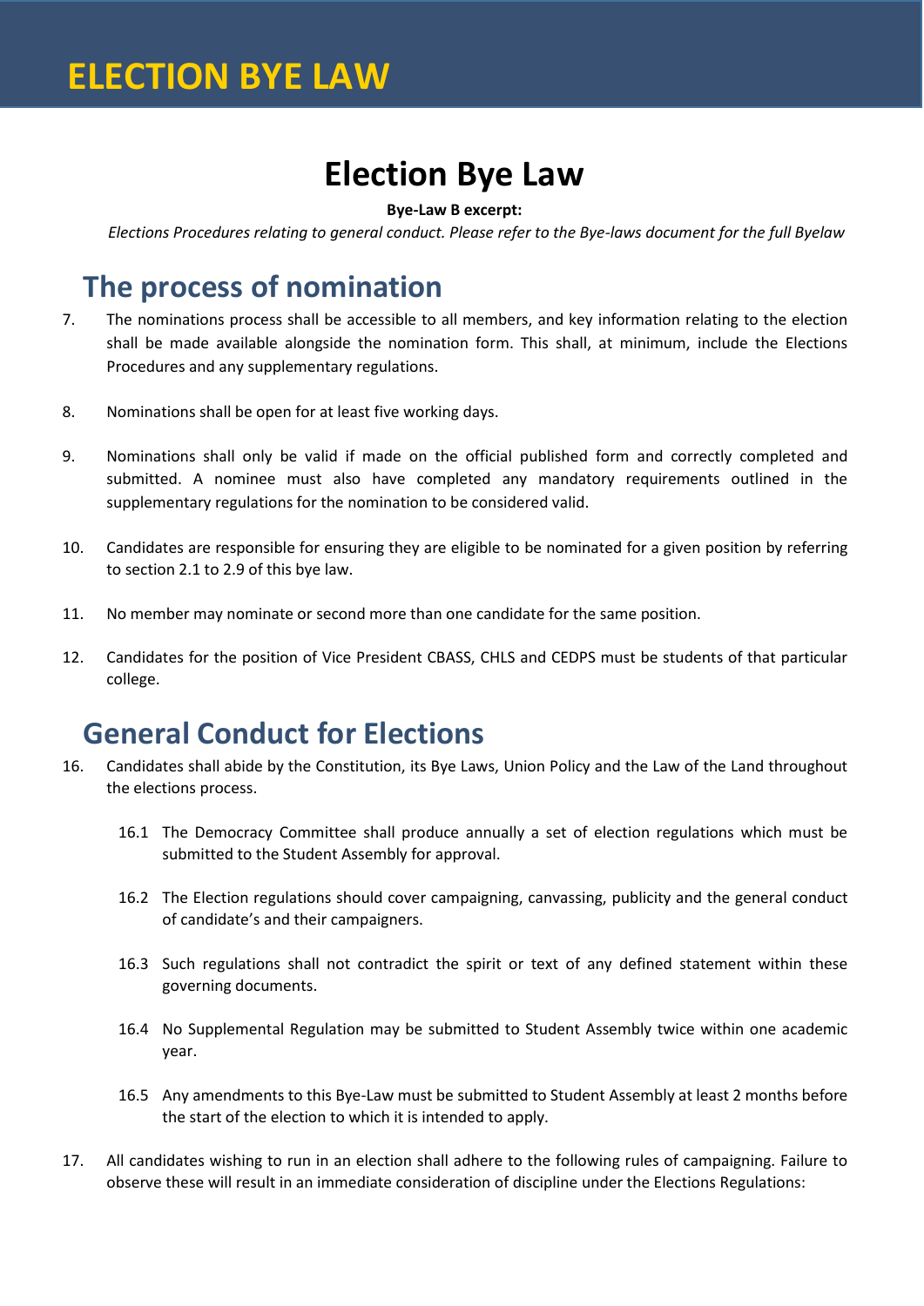# Election Bye Law

**Bye-Law B excerpt:**

*Elections Procedures relating to general conduct. Please refer to the Bye-laws document for the full Byelaw*

## The process of nomination

7. The nominations process shall be accessible to all members, and key information relating to the election shall be made available alongside the nomination form. This shall, at minimum, include the Elections Procedures and any supplementary regulations.

8. Nominations shall be open for at least five working days.

9. Nominations shall only be valid if made on the official published form and correctly completed and submitted. A nominee must also have completed any mandatory requirements outlined in the supplementary regulations for the nomination to be considered valid.

10. Candidates are responsible for ensuring they are eligible to be nominated for a given position by referring to section 2.1 to 2.9 of this bye law.

11. No member may nominate or second more than one candidate for the same position.

12. Candidates for the position of Vice President CBASS, CHLS and CEDPS must be students of that particular college.

## General Conduct for Elections

16. Candidates shall abide by the Constitution, its Bye Laws, Union Policy and the Law of the Land throughout the elections process.

    16.1 The Democracy Committee shall produce annually a set of election regulations which must be submitted to the Student Assembly for approval.

    16.2 The Election regulations should cover campaigning, canvassing, publicity and the general conduct of candidate's and their campaigners.

    16.3 Such regulations shall not contradict the spirit or text of any defined statement within these governing documents.

    16.4 No Supplemental Regulation may be submitted to Student Assembly twice within one academic year.

    16.5 Any amendments to this Bye-Law must be submitted to Student Assembly at least 2 months before the start of the election to which it is intended to apply.

17. All candidates wishing to run in an election shall adhere to the following rules of campaigning. Failure to observe these will result in an immediate consideration of discipline under the Elections Regulations: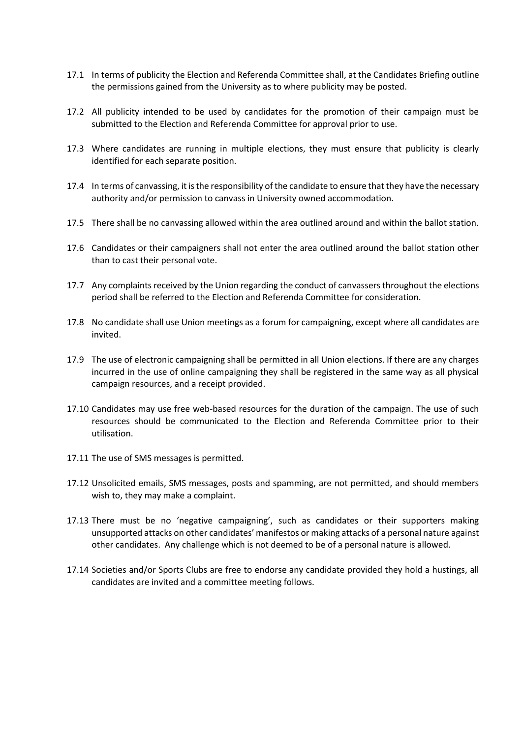17.1 In terms of publicity the Election and Referenda Committee shall, at the Candidates Briefing outline the permissions gained from the University as to where publicity may be posted.

17.2 All publicity intended to be used by candidates for the promotion of their campaign must be submitted to the Election and Referenda Committee for approval prior to use.

17.3 Where candidates are running in multiple elections, they must ensure that publicity is clearly identified for each separate position.

17.4 In terms of canvassing, it is the responsibility of the candidate to ensure that they have the necessary authority and/or permission to canvass in University owned accommodation.

17.5 There shall be no canvassing allowed within the area outlined around and within the ballot station.

17.6 Candidates or their campaigners shall not enter the area outlined around the ballot station other than to cast their personal vote.

17.7 Any complaints received by the Union regarding the conduct of canvassers throughout the elections period shall be referred to the Election and Referenda Committee for consideration.

17.8 No candidate shall use Union meetings as a forum for campaigning, except where all candidates are invited.

17.9 The use of electronic campaigning shall be permitted in all Union elections. If there are any charges incurred in the use of online campaigning they shall be registered in the same way as all physical campaign resources, and a receipt provided.

17.10 Candidates may use free web-based resources for the duration of the campaign. The use of such resources should be communicated to the Election and Referenda Committee prior to their utilisation.

17.11 The use of SMS messages is permitted.

17.12 Unsolicited emails, SMS messages, posts and spamming, are not permitted, and should members wish to, they may make a complaint.

17.13 There must be no 'negative campaigning', such as candidates or their supporters making unsupported attacks on other candidates' manifestos or making attacks of a personal nature against other candidates. Any challenge which is not deemed to be of a personal nature is allowed.

17.14 Societies and/or Sports Clubs are free to endorse any candidate provided they hold a hustings, all candidates are invited and a committee meeting follows.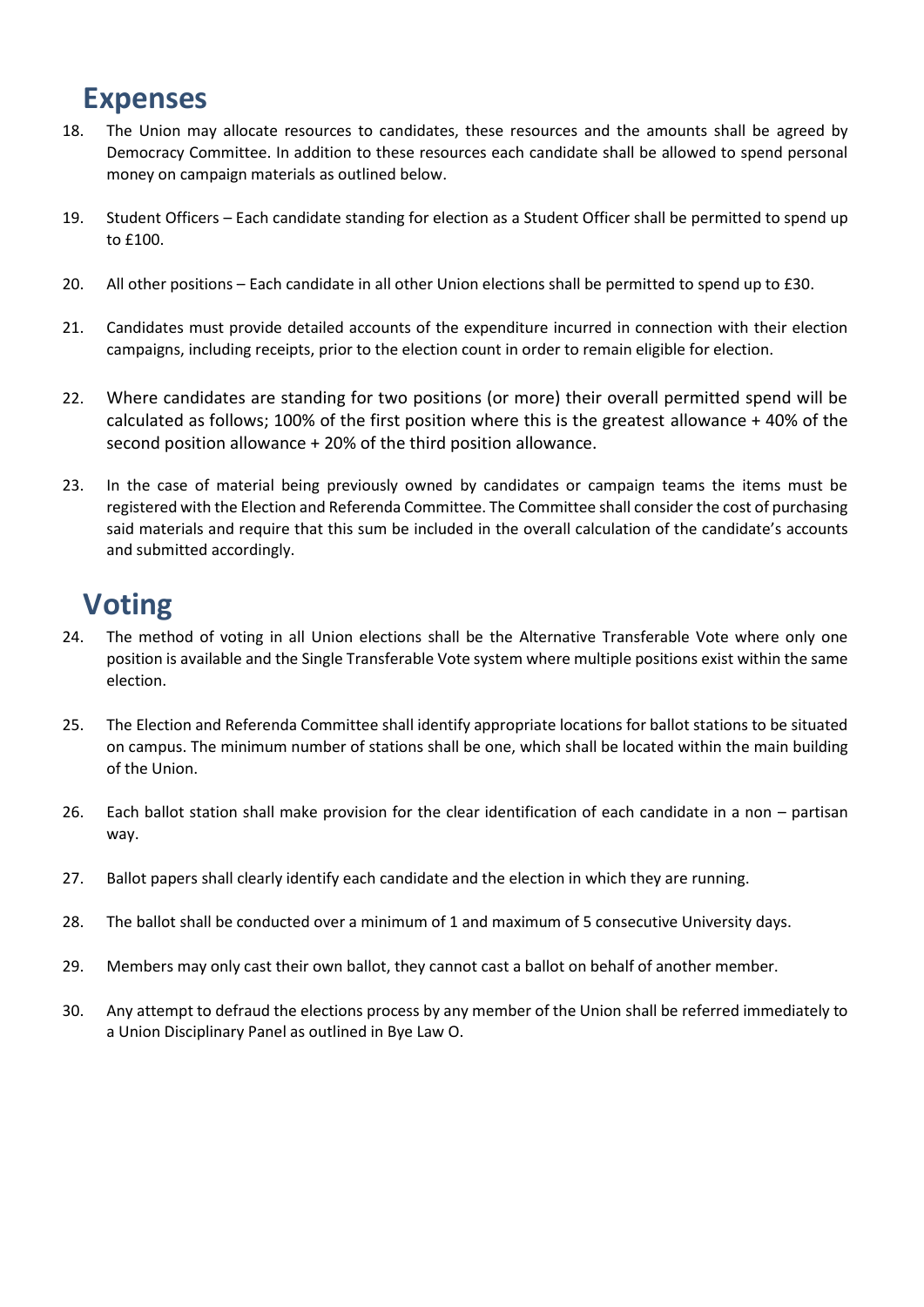## Expenses

18. The Union may allocate resources to candidates, these resources and the amounts shall be agreed by Democracy Committee. In addition to these resources each candidate shall be allowed to spend personal money on campaign materials as outlined below.

19. Student Officers – Each candidate standing for election as a Student Officer shall be permitted to spend up to £100.

20. All other positions – Each candidate in all other Union elections shall be permitted to spend up to £30.

21. Candidates must provide detailed accounts of the expenditure incurred in connection with their election campaigns, including receipts, prior to the election count in order to remain eligible for election.

22. Where candidates are standing for two positions (or more) their overall permitted spend will be calculated as follows; 100% of the first position where this is the greatest allowance + 40% of the second position allowance + 20% of the third position allowance.

23. In the case of material being previously owned by candidates or campaign teams the items must be registered with the Election and Referenda Committee. The Committee shall consider the cost of purchasing said materials and require that this sum be included in the overall calculation of the candidate's accounts and submitted accordingly.

## Voting

24. The method of voting in all Union elections shall be the Alternative Transferable Vote where only one position is available and the Single Transferable Vote system where multiple positions exist within the same election.

25. The Election and Referenda Committee shall identify appropriate locations for ballot stations to be situated on campus. The minimum number of stations shall be one, which shall be located within the main building of the Union.

26. Each ballot station shall make provision for the clear identification of each candidate in a non – partisan way.

27. Ballot papers shall clearly identify each candidate and the election in which they are running.

28. The ballot shall be conducted over a minimum of 1 and maximum of 5 consecutive University days.

29. Members may only cast their own ballot, they cannot cast a ballot on behalf of another member.

30. Any attempt to defraud the elections process by any member of the Union shall be referred immediately to a Union Disciplinary Panel as outlined in Bye Law O.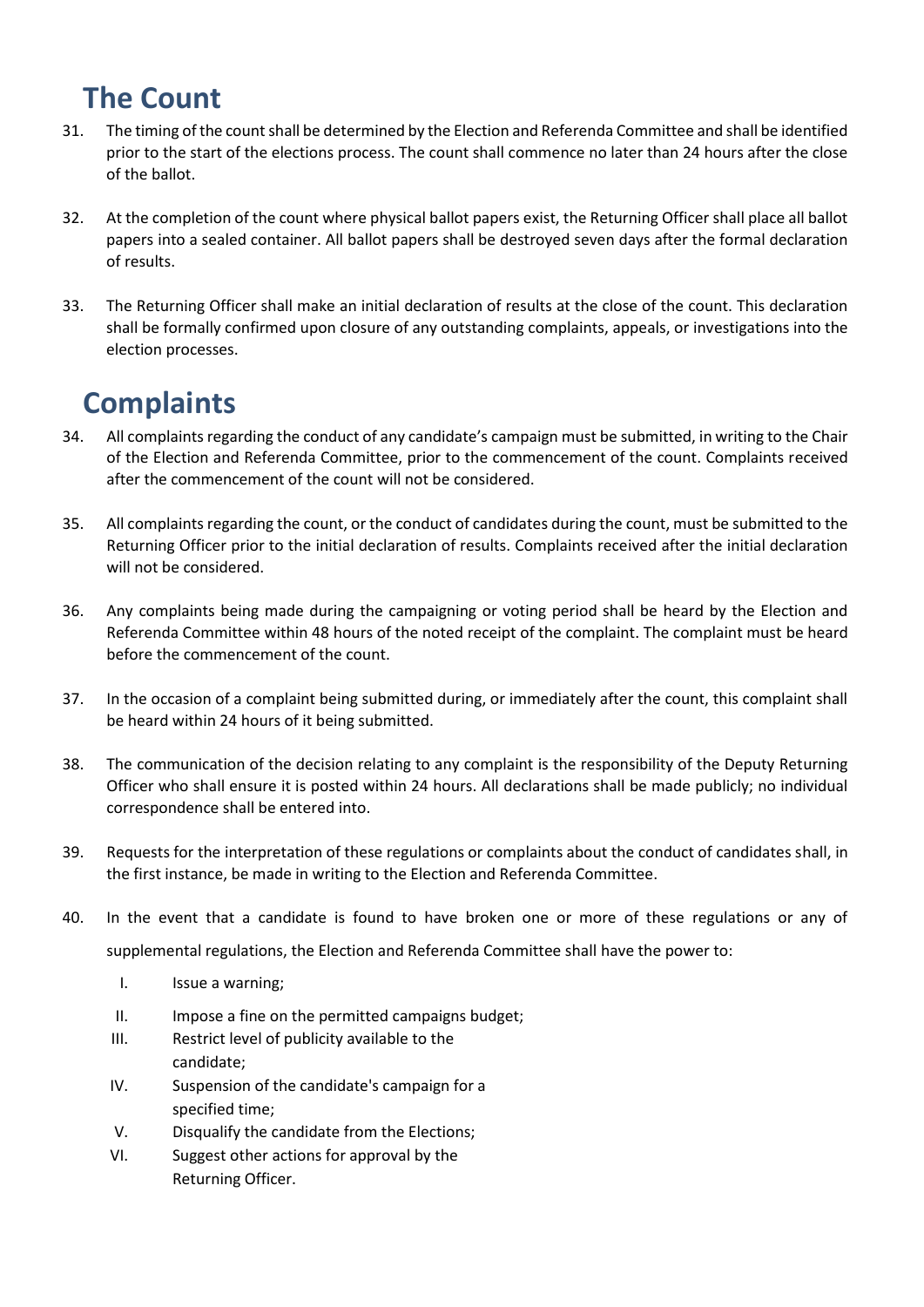## The Count

31. The timing of the count shall be determined by the Election and Referenda Committee and shall be identified prior to the start of the elections process. The count shall commence no later than 24 hours after the close of the ballot.

32. At the completion of the count where physical ballot papers exist, the Returning Officer shall place all ballot papers into a sealed container. All ballot papers shall be destroyed seven days after the formal declaration of results.

33. The Returning Officer shall make an initial declaration of results at the close of the count. This declaration shall be formally confirmed upon closure of any outstanding complaints, appeals, or investigations into the election processes.

## Complaints

34. All complaints regarding the conduct of any candidate's campaign must be submitted, in writing to the Chair of the Election and Referenda Committee, prior to the commencement of the count. Complaints received after the commencement of the count will not be considered.

35. All complaints regarding the count, or the conduct of candidates during the count, must be submitted to the Returning Officer prior to the initial declaration of results. Complaints received after the initial declaration will not be considered.

36. Any complaints being made during the campaigning or voting period shall be heard by the Election and Referenda Committee within 48 hours of the noted receipt of the complaint. The complaint must be heard before the commencement of the count.

37. In the occasion of a complaint being submitted during, or immediately after the count, this complaint shall be heard within 24 hours of it being submitted.

38. The communication of the decision relating to any complaint is the responsibility of the Deputy Returning Officer who shall ensure it is posted within 24 hours. All declarations shall be made publicly; no individual correspondence shall be entered into.

39. Requests for the interpretation of these regulations or complaints about the conduct of candidates shall, in the first instance, be made in writing to the Election and Referenda Committee.

40. In the event that a candidate is found to have broken one or more of these regulations or any of supplemental regulations, the Election and Referenda Committee shall have the power to:

    I. Issue a warning;
    II. Impose a fine on the permitted campaigns budget;
    III. Restrict level of publicity available to the candidate;
    IV. Suspension of the candidate's campaign for a specified time;
    V. Disqualify the candidate from the Elections;
    VI. Suggest other actions for approval by the Returning Officer.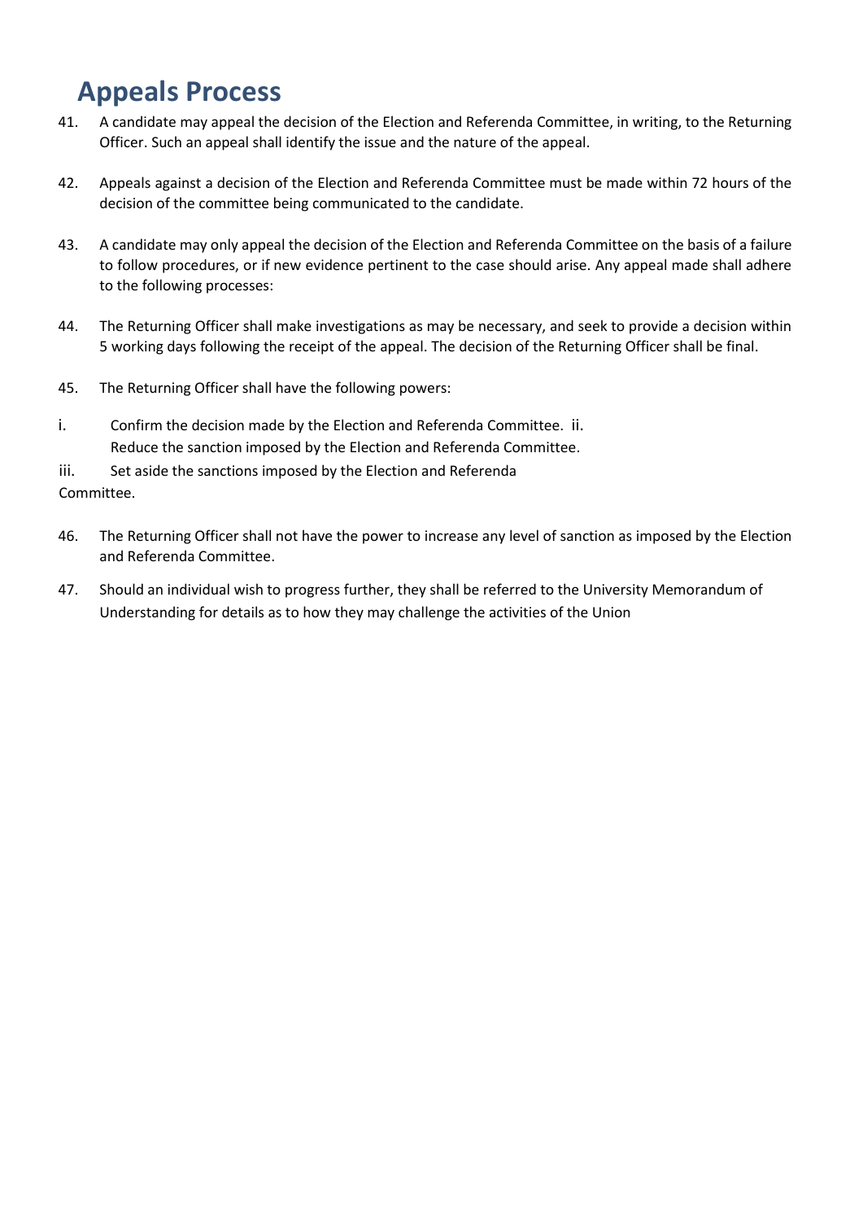## Appeals Process

41. A candidate may appeal the decision of the Election and Referenda Committee, in writing, to the Returning Officer. Such an appeal shall identify the issue and the nature of the appeal.

42. Appeals against a decision of the Election and Referenda Committee must be made within 72 hours of the decision of the committee being communicated to the candidate.

43. A candidate may only appeal the decision of the Election and Referenda Committee on the basis of a failure to follow procedures, or if new evidence pertinent to the case should arise. Any appeal made shall adhere to the following processes:

44. The Returning Officer shall make investigations as may be necessary, and seek to provide a decision within 5 working days following the receipt of the appeal. The decision of the Returning Officer shall be final.

45. The Returning Officer shall have the following powers:

i. Confirm the decision made by the Election and Referenda Committee.
ii. Reduce the sanction imposed by the Election and Referenda Committee.
iii. Set aside the sanctions imposed by the Election and Referenda Committee.

46. The Returning Officer shall not have the power to increase any level of sanction as imposed by the Election and Referenda Committee.

47. Should an individual wish to progress further, they shall be referred to the University Memorandum of Understanding for details as to how they may challenge the activities of the Union